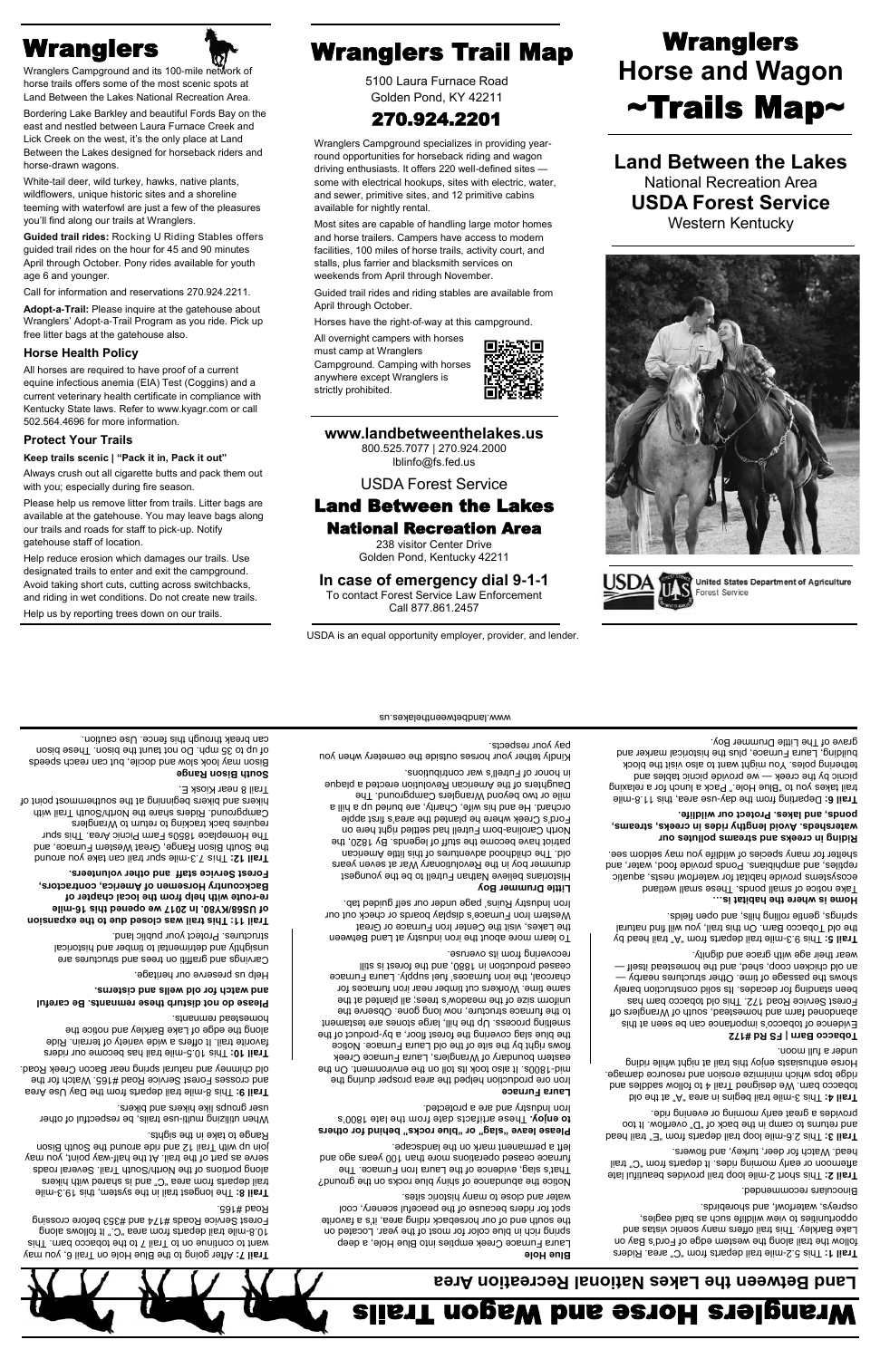# Wranglers

Wranglers Campground and its 100-mile network of horse trails offers some of the most scenic spots at Land Between the Lakes National Recreation Area.

Bordering Lake Barkley and beautiful Fords Bay on the east and nestled between Laura Furnace Creek and Lick Creek on the west, it's the only place at Land Between the Lakes designed for horseback riders and horse-drawn wagons.

White-tail deer, wild turkey, hawks, native plants, wildflowers, unique historic sites and a shoreline teeming with waterfowl are just a few of the pleasures you'll find along our trails at Wranglers.

**Guided trail rides:** Rocking U Riding Stables offers guided trail rides on the hour for 45 and 90 minutes April through October. Pony rides available for youth age 6 and younger.

Call for information and reservations 270.924.2211.

**Adopt-a-Trail:** Please inquire at the gatehouse about Wranglers' Adopt-a-Trail Program as you ride. Pick up free litter bags at the gatehouse also.

## Horse Health Policy

All horses are required to have proof of a current equine infectious anemia (EIA) Test (Coggins) and a current veterinary health certificate in compliance with Kentucky State laws. Refer to www.kyagr.com or call 502.564.4696 for more information.

## Protect Your Trails

**Keep trails scenic | "Pack it in, Pack it out"**

Always crush out all cigarette butts and pack them out with you; especially during fire season.

Please help us remove litter from trails. Litter bags are available at the gatehouse. You may leave bags along our trails and roads for staff to pick-up. Notify gatehouse staff of location.

Help reduce erosion which damages our trails. Use designated trails to enter and exit the campground. Avoid taking short cuts, cutting across switchbacks, and riding in wet conditions. Do not create new trails.

Help us by reporting trees down on our trails.

# Wranglers Trail Map

5100 Laura Furnace Road
Golden Pond, KY 42211

## 270.924.2201

Wranglers Campground specializes in providing year-round opportunities for horseback riding and wagon driving enthusiasts. It offers 220 well-defined sites — some with electrical hookups, sites with electric, water, and sewer, primitive sites, and 12 primitive cabins available for nightly rental.

Most sites are capable of handling large motor homes and horse trailers. Campers have access to modern facilities, 100 miles of horse trails, activity court, and stalls, plus farrier and blacksmith services on weekends from April through November.

Guided trail rides and riding stables are available from April through October.

Horses have the right-of-way at this campground.

All overnight campers with horses must camp at Wranglers Campground. Camping with horses anywhere except Wranglers is strictly prohibited.

**www.landbetweenthelakes.us**
800.525.7077 | 270.924.2000
lblinfo@fs.fed.us

USDA Forest Service

## Land Between the Lakes National Recreation Area

238 visitor Center Drive
Golden Pond, Kentucky 42211

**In case of emergency dial 9-1-1**
To contact Forest Service Law Enforcement
Call 877.861.2457

USDA is an equal opportunity employer, provider, and lender.

# Wranglers Horse and Wagon ~Trails Map~

**Land Between the Lakes**
National Recreation Area
**USDA Forest Service**
Western Kentucky

United States Department of Agriculture
Forest Service

# Wranglers Horse and Wagon Trails

**Land Between the Lakes National Recreation Area**

**Trail 1:** This 5.2-mile trail departs from "C" area. Riders follow the trail along the western edge of Ford's Bay on Lake Barkley. This trail offers many scenic vistas and opportunities to view wildlife such as bald eagles, ospreys, waterfowl, and shorebirds.

Binoculars recommended.

**Trail 2:** This short 2-mile loop trail provides beautiful late afternoon or early morning rides. It departs from "C" trail head. Watch for deer, turkey, and flowers.

**Trail 3:** This 2.6-mile loop trail departs from "E" trail head and returns to camp in the back of "D" overflow. It too provides a great early morning or evening ride.

**Trail 4:** This 3-mile trail begins in area "A" at the old tobacco barn. We designed Trail 4 to follow saddles and ridge tops which minimize erosion and resource damage. Horse enthusiasts enjoy this trail at night while riding under a full moon.

**Tobacco Barn | FS Rd #172**

Evidence of tobacco's importance can be seen at this abandoned farm and homestead, south of Wranglers off Forest Service Road 172. This old tobacco barn has been standing for decades. Its solid construction barely shows the passage of time. Other structures nearby — an old chicken coop, shed, and the homestead itself — wear their age with grace and dignity.

**Trail 5:** This 9.3-mile trail departs from "A" trail head by the old Tobacco Barn. On this trail, you will find natural springs, gentle rolling hills, and open fields.

**Home is where the habitat is...**

Take notice of small ponds. These small wetland ecosystems provide habitat for waterfowl nests, aquatic reptiles, and amphibians. Ponds provide food, water, and shelter for many species of wildlife you may seldom see.

**Riding in creeks and streams pollutes our watersheds. Avoid lengthy rides in creeks, streams, ponds, and lakes. Protect our wildlife.**

**Trail 6:** Departing from the day-use area, this 11.8-mile trail takes you to "Blue Hole." Pack a lunch for a relaxing picnic by the creek — we provide picnic tables and tethering poles. You might want to also visit the block building, Laura Furnace, plus the historical marker and grave of The Little Drummer Boy.

**Blue Hole**

Laura Furnace Creek empties into Blue Hole, a deep spring rich in blue color for most of the year. Located on the south end of our horseback riding area, it's a favorite spot for riders because of the peaceful scenery, cool water and close to many historic sites.

Notice the abundance of shiny blue rocks on the ground? That's slag, evidence of the Laura Iron Furnace. The furnace ceased operations more than 100 years ago and left a permanent mark on the landscape.

**Please leave "slag" or "blue rocks" behind for others to enjoy.** These artifacts date from the late 1800's Iron Industry and are a protected.

**Laura Furnace**

Iron ore production helped the area prosper during the mid-1800s. It also took its toll on the environment. On the eastern boundary of Wranglers, Laura Furnace Creek flows right by the site of the old Laura Furnace. Notice the blue slag covering the forest floor, a by-product of the smelting process. Up the hill, large stones are testament to the furnace structure, now long gone. Observe the uniform size of the meadow's trees; all planted at the same time. Workers cut timber near iron furnaces for charcoal, the iron furnaces' fuel supply. Laura Furnace ceased production in 1880, and the forest is still recovering from its overuse.

To learn more about the iron industry at Land Between the Lakes, visit the Center Iron Furnace or Great Western Iron Furnace's display boards or check out our Iron Industry Ruins' page under our self guided tab.

**Little Drummer Boy**

Historians believe Nathan Futrell to be the youngest drummer boy in the Revolutionary War at seven years old. The childhood adventures of this little American patriot have become the stuff of legends. By 1820, the North Carolina-born Futrell had settled right here on Ford's Creek where he planted the area's first apple orchard. He and his wife, Charity, are buried up a hill a mile or two beyond Wranglers Campground. The Daughters of the American Revolution erected a plaque in honor of Futrell's war contributions.

Kindly tether your horses outside the cemetery when you pay your respects.

www.landbetweenthelakes.us

**Trail 7:** After going to the Blue Hole on Trail 6, you may want to continue on to Trail 7 to the tobacco barn. This 10.8-mile trail departs from area "C," it follows along Forest Service Roads #174 and #353 before crossing Road #165.

**Trail 8:** The longest trail in the system, this 19.3-mile trail departs from area "C" and is shared with hikers along portions of the North/South Trail. Several roads serve as part of the trail. At the half-way point, you may join up with Trail 12 and ride around the South Bison Range to take in the sights.

When utilizing multi-use trails, be respectful of other user groups like hikers and bikers.

**Trail 9:** This 8-mile trail departs from the Day Use Area and crosses Forest Service Road #165. Watch for the old chimney and natural spring near Beacon Creek Road.

**Trail 10:** This 10.5-mile trail has become our riders favorite trail. It offers a wide variety of terrain. Ride along the edge of Lake Barkley and notice the homestead remnants.

**Please do not disturb these remnants. Be careful and watch for old wells and cisterns.**

Help us preserve our heritage.

Carvings and graffiti on trees and structures are unsightly and detrimental to timber and historical structures. Protect your public land.

**Trail 11: This trail was closed due to the expansion of US68/KY80. In 2017 we opened this 16-mile re-route with help from the local chapter of Backcountry Horsemen of America, contractors, Forest Service staff and other volunteers.**

**Trail 12:** This 7.3-mile spur trail can take you around the South Bison Range, Great Western Furnace, and The Homeplace 1850s Farm Picnic Area. This spur requires back tracking to return to Wranglers Campground. Riders share the North/South Trail with hikers and bikers beginning at the southernmost point of Trail 8 near Kiosk E.

**South Bison Range**

Bison may look slow and docile, but can reach speeds of up to 35 mph. Do not taunt the bison. These bison can break through this fence. Use caution.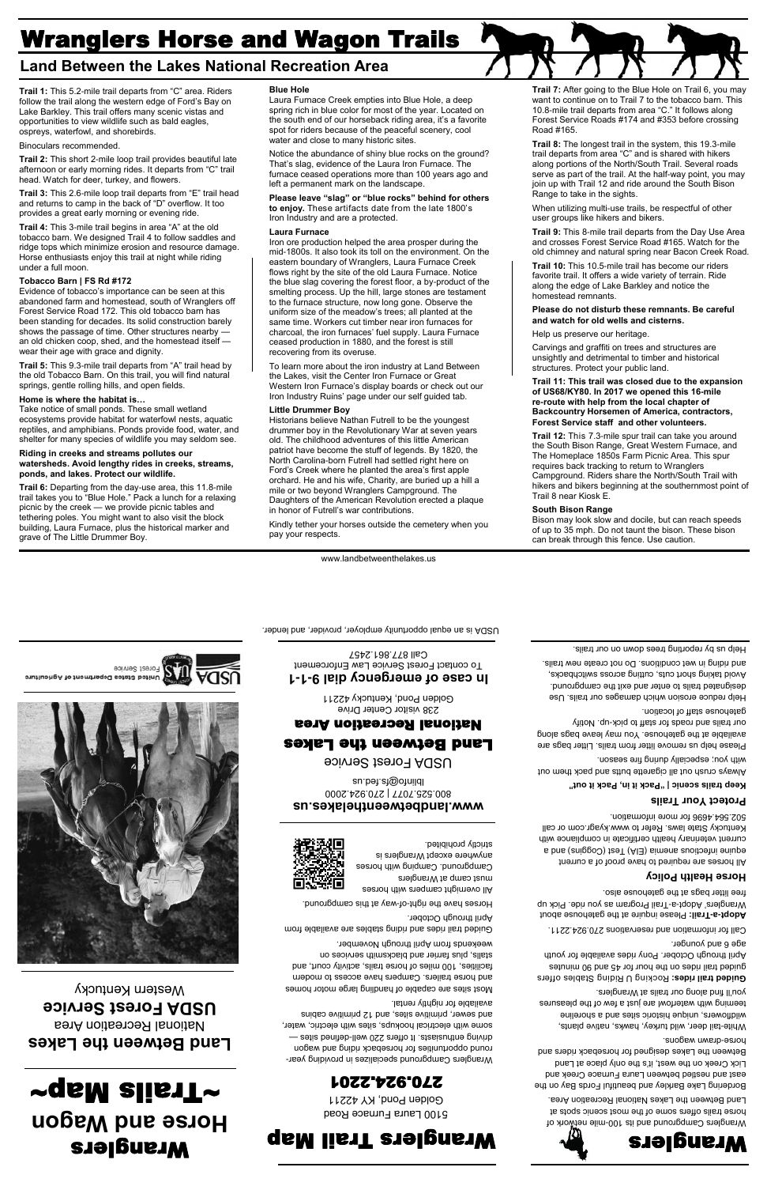# Wranglers Horse and Wagon Trails

## Land Between the Lakes National Recreation Area

**Trail 1:** This 5.2-mile trail departs from "C" area. Riders follow the trail along the western edge of Ford's Bay on Lake Barkley. This trail offers many scenic vistas and opportunities to view wildlife such as bald eagles, ospreys, waterfowl, and shorebirds.

Binoculars recommended.

**Trail 2:** This short 2-mile loop trail provides beautiful late afternoon or early morning rides. It departs from "C" trail head. Watch for deer, turkey, and flowers.

**Trail 3:** This 2.6-mile loop trail departs from "E" trail head and returns to camp in the back of "D" overflow. It too provides a great early morning or evening ride.

**Trail 4:** This 3-mile trail begins in area "A" at the old tobacco barn. We designed Trail 4 to follow saddles and ridge tops which minimize erosion and resource damage. Horse enthusiasts enjoy this trail at night while riding under a full moon.

**Tobacco Barn | FS Rd #172**

Evidence of tobacco's importance can be seen at this abandoned farm and homestead, south of Wranglers off Forest Service Road 172. This old tobacco barn has been standing for decades. Its solid construction barely shows the passage of time. Other structures nearby — an old chicken coop, shed, and the homestead itself — wear their age with grace and dignity.

**Trail 5:** This 9.3-mile trail departs from "A" trail head by the old Tobacco Barn. On this trail, you will find natural springs, gentle rolling hills, and open fields.

**Home is where the habitat is…**

Take notice of small ponds. These small wetland ecosystems provide habitat for waterfowl nests, aquatic reptiles, and amphibians. Ponds provide food, water, and shelter for many species of wildlife you may seldom see.

**Riding in creeks and streams pollutes our watersheds. Avoid lengthy rides in creeks, streams, ponds, and lakes. Protect our wildlife.**

**Trail 6:** Departing from the day-use area, this 11.8-mile trail takes you to "Blue Hole." Pack a lunch for a relaxing picnic by the creek — we provide picnic tables and tethering poles. You might want to also visit the block building, Laura Furnace, plus the historical marker and grave of The Little Drummer Boy.

**Blue Hole**

Laura Furnace Creek empties into Blue Hole, a deep spring rich in blue color for most of the year. Located on the south end of our horseback riding area, it's a favorite spot for riders because of the peaceful scenery, cool water and close to many historic sites.

Notice the abundance of shiny blue rocks on the ground? That's slag, evidence of the Laura Iron Furnace. The furnace ceased operations more than 100 years ago and left a permanent mark on the landscape.

**Please leave "slag" or "blue rocks" behind for others to enjoy.** These artifacts date from the late 1800's Iron Industry and are a protected.

**Laura Furnace**

Iron ore production helped the area prosper during the mid-1800s. It also took its toll on the environment. On the eastern boundary of Wranglers, Laura Furnace Creek flows right by the site of the old Laura Furnace. Notice the blue slag covering the forest floor, a by-product of the smelting process. Up the hill, large stones are testament to the furnace structure, now long gone. Observe the uniform size of the meadow's trees; all planted at the same time. Workers cut timber near iron furnaces for charcoal, the iron furnaces' fuel supply. Laura Furnace ceased production in 1880, and the forest is still recovering from its overuse.

To learn more about the iron industry at Land Between the Lakes, visit the Center Iron Furnace or Great Western Iron Furnace's display boards or check out our Iron Industry Ruins' page under our self guided tab.

**Little Drummer Boy**

Historians believe Nathan Futrell to be the youngest drummer boy in the Revolutionary War at seven years old. The childhood adventures of this little American patriot have become the stuff of legends. By 1820, the North Carolina-born Futrell had settled right here on Ford's Creek where he planted the area's first apple orchard. He and his wife, Charity, are buried up a hill a mile or two beyond Wranglers Campground. The Daughters of the American Revolution erected a plaque in honor of Futrell's war contributions.

Kindly tether your horses outside the cemetery when you pay your respects.

**Trail 7:** After going to the Blue Hole on Trail 6, you may want to continue on to Trail 7 to the tobacco barn. This 10.8-mile trail departs from area "C." It follows along Forest Service Roads #174 and #353 before crossing Road #165.

**Trail 8:** The longest trail in the system, this 19.3-mile trail departs from area "C" and is shared with hikers along portions of the North/South Trail. Several roads serve as part of the trail. At the half-way point, you may join up with Trail 12 and ride around the South Bison Range to take in the sights.

When utilizing multi-use trails, be respectful of other user groups like hikers and bikers.

**Trail 9:** This 8-mile trail departs from the Day Use Area and crosses Forest Service Road #165. Watch for the old chimney and natural spring near Bacon Creek Road.

**Trail 10:** This 10.5-mile trail has become our riders favorite trail. It offers a wide variety of terrain. Ride along the edge of Lake Barkley and notice the homestead remnants.

**Please do not disturb these remnants. Be careful and watch for old wells and cisterns.**

Help us preserve our heritage.

Carvings and graffiti on trees and structures are unsightly and detrimental to timber and historical structures. Protect your public land.

**Trail 11: This trail was closed due to the expansion of US68/KY80. In 2017 we opened this 16-mile re-route with help from the local chapter of Backcountry Horsemen of America, contractors, Forest Service staff and other volunteers.**

**Trail 12:** This 7.3-mile spur trail can take you around the South Bison Range, Great Western Furnace, and The Homeplace 1850s Farm Picnic Area. This spur requires back tracking to return to Wranglers Campground. Riders share the North/South Trail with hikers and bikers beginning at the southernmost point of Trail 8 near Kiosk E.

**South Bison Range**

Bison may look slow and docile, but can reach speeds of up to 35 mph. Do not taunt the bison. These bison can break through this fence. Use caution.

www.landbetweenthelakes.us

# Wranglers

Wranglers Campground and its 100-mile network of horse trails offers some of the most scenic spots at Land Between the Lakes National Recreation Area. Bordering Lake Barkley and beautiful Fords Bay on the east and nestled between Laura Furnace Creek and Lick Creek on the west, it's the only place at Land Between the Lakes designed for horseback riders and horse-drawn wagons.

White-tail deer, wild turkey, hawks, native plants, wildflowers, unique historic sites and a shoreline teeming with waterfowl are just a few of the pleasures you'll find along our trails at Wranglers.

**Guided trail rides:** Rocking U Riding Stables offers guided trail rides on the hour for 45 and 90 minutes April through October. Pony rides available for youth age 6 and younger.

Call for information and reservations 270.924.2211.

**Adopt-a-Trail:** Please inquire at the gatehouse about Wranglers' Adopt-a-Trail Program as you ride. Pick up free litter bags at the gatehouse also.

**Horse Health Policy**

All horses are required to have proof of a current equine infectious anemia (EIA) Test (Coggins) and a current veterinary health certificate in compliance with Kentucky State laws. Refer to www.kyagr.com or call 502.564.4696 for more information.

**Protect Your Trails**

**Keep trails scenic | "Pack it in, Pack it out"**

Always crush out all cigarette butts and pack them out with you; especially during fire season.

Please help us remove litter from trails. Litter bags are available at the gatehouse. You may leave bags along our trails and roads for staff to pick-up. Notify gatehouse staff of location.

Help reduce erosion which damages our trails. Use designated trails to enter and exit the campground. Avoid taking short cuts, cutting across switchbacks, and riding in wet conditions. Do not create new trails.

Help us by reporting trees down on our trails.

# Wranglers Trail Map

5100 Laura Furnace Road
Golden Pond, KY 42211

**270.924.2201**

Wranglers Campground specializes in providing year-round opportunities for horseback riding and wagon driving enthusiasts. It offers 220 well-defined sites — some with electrical hookups, sites with electric, water, and sewer, primitive sites, and 12 primitive cabins available for nightly rental.

Most sites are capable of handling large motor homes and horse trailers. Campers have access to modern facilities, 100 miles of horse trails, activity court, and stalls, plus farrier and blacksmith services on weekends from April through November.

Guided trail rides and riding stables are available from April through October.

Horses have the right-of-way at this campground.

All overnight campers with horses must camp at Wranglers Campground. Camping with horses anywhere except Wranglers is strictly prohibited.

**www.landbetweenthelakes.us**

800.525.7077 | 270.924.2000
lblinfo@fs.fed.us

USDA Forest Service

**Land Between the Lakes National Recreation Area**

238 Visitor Center Drive
Golden Pond, Kentucky 42211

**In case of emergency dial 9-1-1**

To contact Forest Service Law Enforcement
Call 877.861.2457

USDA is an equal opportunity employer, provider, and lender.

# Wranglers Horse and Wagon ~Trails Map~

**Land Between the Lakes**
National Recreation Area
**USDA Forest Service**
Western Kentucky

USDA United States Department of Agriculture
Forest Service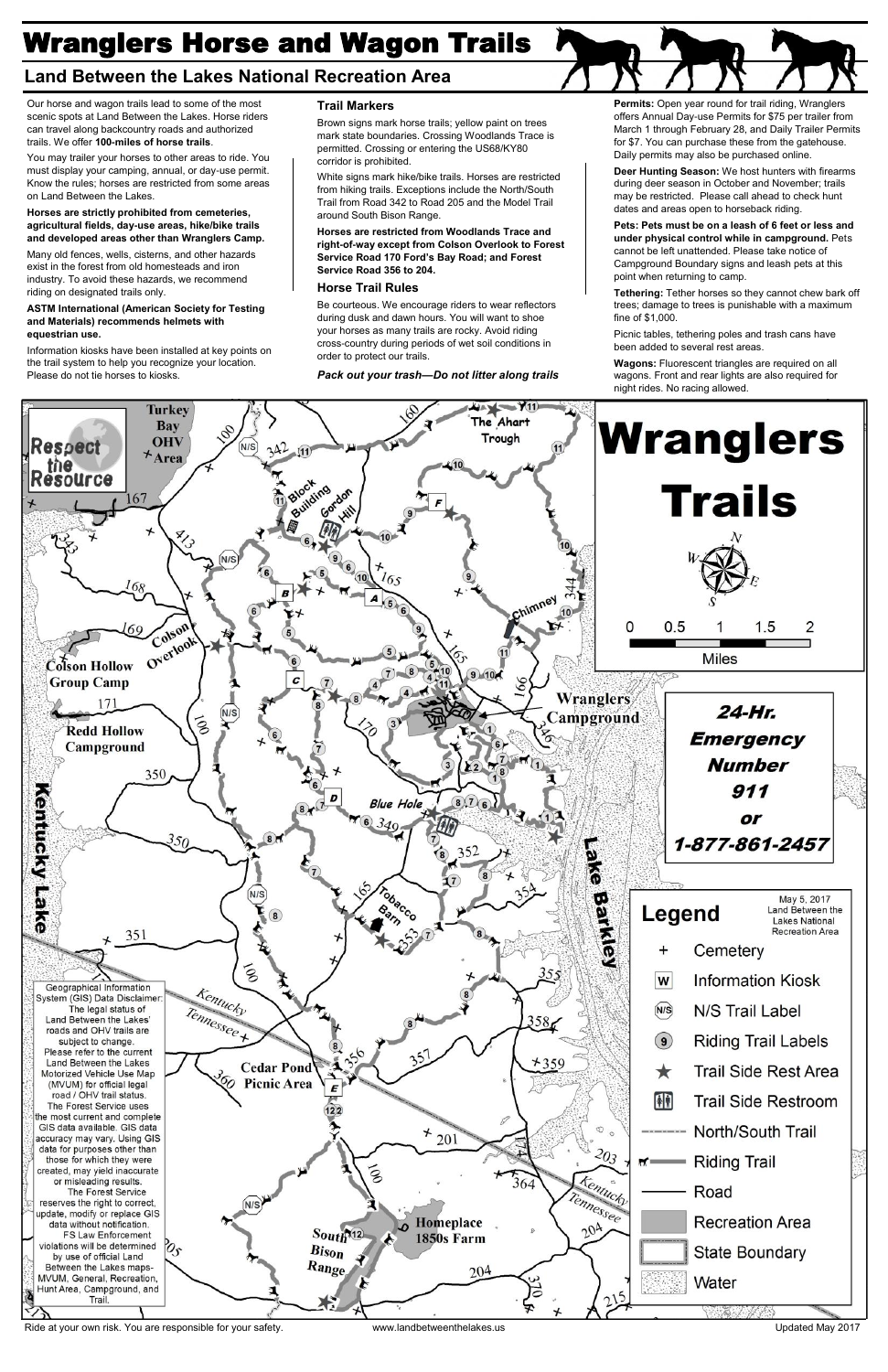# Wranglers Horse and Wagon Trails

## Land Between the Lakes National Recreation Area

Our horse and wagon trails lead to some of the most scenic spots at Land Between the Lakes. Horse riders can travel along backcountry roads and authorized trails. We offer **100-miles of horse trails**.

You may trailer your horses to other areas to ride. You must display your camping, annual, or day-use permit. Know the rules; horses are restricted from some areas on Land Between the Lakes.

**Horses are strictly prohibited from cemeteries, agricultural fields, day-use areas, hike/bike trails and developed areas other than Wranglers Camp.**

Many old fences, wells, cisterns, and other hazards exist in the forest from old homesteads and iron industry. To avoid these hazards, we recommend riding on designated trails only.

**ASTM International (American Society for Testing and Materials) recommends helmets with equestrian use.**

Information kiosks have been installed at key points on the trail system to help you recognize your location. Please do not tie horses to kiosks.

### Trail Markers

Brown signs mark horse trails; yellow paint on trees mark state boundaries. Crossing Woodlands Trace is permitted. Crossing or entering the US68/KY80 corridor is prohibited.

White signs mark hike/bike trails. Horses are restricted from hiking trails. Exceptions include the North/South Trail from Road 342 to Road 205 and the Model Trail around South Bison Range.

**Horses are restricted from Woodlands Trace and right-of-way except from Colson Overlook to Forest Service Road 170 Ford's Bay Road; and Forest Service Road 356 to 204.**

### Horse Trail Rules

Be courteous. We encourage riders to wear reflectors during dusk and dawn hours. You will want to shoe your horses as many trails are rocky. Avoid riding cross-country during periods of wet soil conditions in order to protect our trails.

***Pack out your trash—Do not litter along trails***

**Permits:** Open year round for trail riding, Wranglers offers Annual Day-use Permits for $75 per trailer from March 1 through February 28, and Daily Trailer Permits for $7. You can purchase these from the gatehouse. Daily permits may also be purchased online.

**Deer Hunting Season:** We host hunters with firearms during deer season in October and November; trails may be restricted. Please call ahead to check hunt dates and areas open to horseback riding.

**Pets: Pets must be on a leash of 6 feet or less and under physical control while in campground.** Pets cannot be left unattended. Please take notice of Campground Boundary signs and leash pets at this point when returning to camp.

**Tethering:** Tether horses so they cannot chew bark off trees; damage to trees is punishable with a maximum fine of $1,000.

Picnic tables, tethering poles and trash cans have been added to several rest areas.

**Wagons:** Fluorescent triangles are required on all wagons. Front and rear lights are also required for night rides. No racing allowed.

## Wranglers Trails

Respect the Resource

0 0.5 1 1.5 2
Miles

Turkey Bay OHV Area
The Ahart Trough
Block Building
Gordon Hill
Chimney
Colson Overlook
Colson Hollow Group Camp
Redd Hollow Campground
Wranglers Campground
Blue Hole
Tobacco Barn
Kentucky Lake
Lake Barkley
Kentucky / Tennessee
Cedar Pond Picnic Area
Homeplace 1850s Farm
South Bison Range

**24-Hr. Emergency Number 911 or 1-877-861-2457**

### Legend

May 5, 2017
Land Between the Lakes National Recreation Area

- Cemetery
- Information Kiosk
- N/S Trail Label
- Riding Trail Labels
- Trail Side Rest Area
- Trail Side Restroom
- North/South Trail
- Riding Trail
- Road
- Recreation Area
- State Boundary
- Water

Geographical Information System (GIS) Data Disclaimer: The legal status of Land Between the Lakes' roads and OHV trails are subject to change. Please refer to the current Land Between the Lakes Motorized Vehicle Use Map (MVUM) for official legal road / OHV trail status. The Forest Service uses the most current and complete GIS data available. GIS data accuracy may vary. Using GIS data for purposes other than those for which they were created, may yield inaccurate or misleading results. The Forest Service reserves the right to correct, update, modify or replace GIS data without notification. FS Law Enforcement violations will be determined by use of official Land Between the Lakes maps- MVUM, General, Recreation, Hunt Area, Campground, and Trail.

Ride at your own risk. You are responsible for your safety. www.landbetweenthelakes.us Updated May 2017